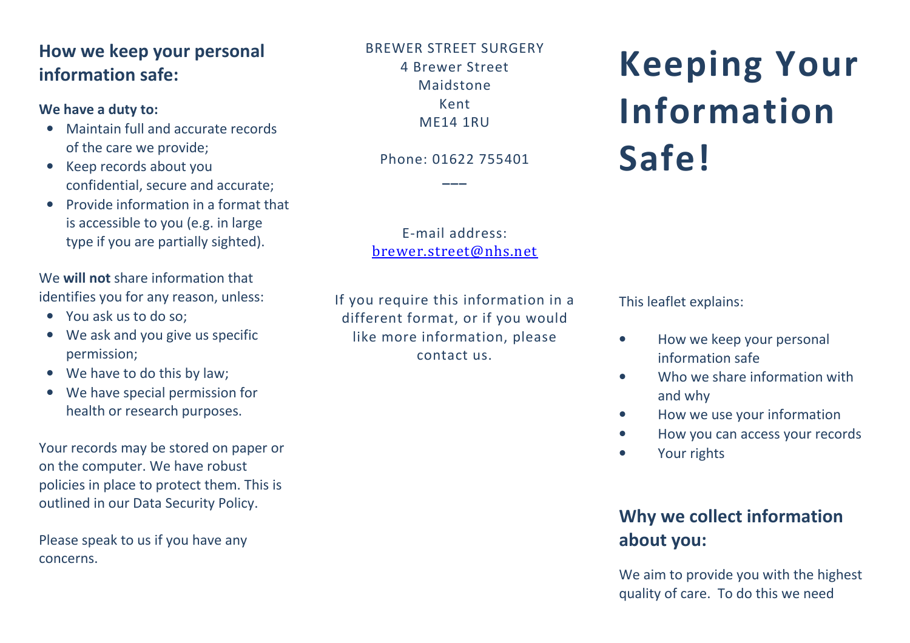## How we keep your personal information safe:

**We have a duty to:**

- Maintain full and accurate records of the care we provide;
- Keep records about you confidential, secure and accurate;
- Provide information in a format that is accessible to you (e.g. in large type if you are partially sighted).

We **will not** share information that identifies you for any reason, unless:

- You ask us to do so;
- We ask and you give us specific permission;
- We have to do this by law;
- We have special permission for health or research purposes.

Your records may be stored on paper or on the computer. We have robust policies in place to protect them. This is outlined in our Data Security Policy.

Please speak to us if you have any concerns.

BREWER STREET SURGERY
4 Brewer Street
Maidstone
Kent
ME14 1RU

Phone: 01622 755401

---

E-mail address:
brewer.street@nhs.net

If you require this information in a different format, or if you would like more information, please contact us.

# Keeping Your Information Safe!

This leaflet explains:

- How we keep your personal information safe
- Who we share information with and why
- How we use your information
- How you can access your records
- Your rights

## Why we collect information about you:

We aim to provide you with the highest quality of care. To do this we need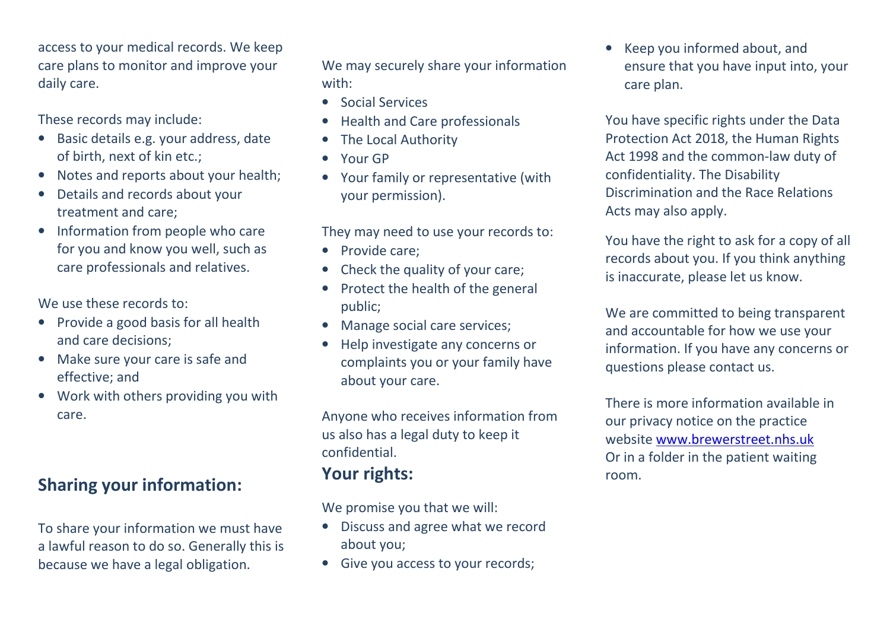access to your medical records. We keep care plans to monitor and improve your daily care.

These records may include:

- Basic details e.g. your address, date of birth, next of kin etc.;
- Notes and reports about your health;
- Details and records about your treatment and care;
- Information from people who care for you and know you well, such as care professionals and relatives.

We use these records to:

- Provide a good basis for all health and care decisions;
- Make sure your care is safe and effective; and
- Work with others providing you with care.

## Sharing your information:

To share your information we must have a lawful reason to do so. Generally this is because we have a legal obligation.

We may securely share your information with:

- Social Services
- Health and Care professionals
- The Local Authority
- Your GP
- Your family or representative (with your permission).

They may need to use your records to:

- Provide care;
- Check the quality of your care;
- Protect the health of the general public;
- Manage social care services;
- Help investigate any concerns or complaints you or your family have about your care.

Anyone who receives information from us also has a legal duty to keep it confidential.

## Your rights:

We promise you that we will:

- Discuss and agree what we record about you;
- Give you access to your records;
- Keep you informed about, and ensure that you have input into, your care plan.

You have specific rights under the Data Protection Act 2018, the Human Rights Act 1998 and the common-law duty of confidentiality. The Disability Discrimination and the Race Relations Acts may also apply.

You have the right to ask for a copy of all records about you. If you think anything is inaccurate, please let us know.

We are committed to being transparent and accountable for how we use your information. If you have any concerns or questions please contact us.

There is more information available in our privacy notice on the practice website [www.brewerstreet.nhs.uk](http://www.brewerstreet.nhs.uk)
Or in a folder in the patient waiting room.